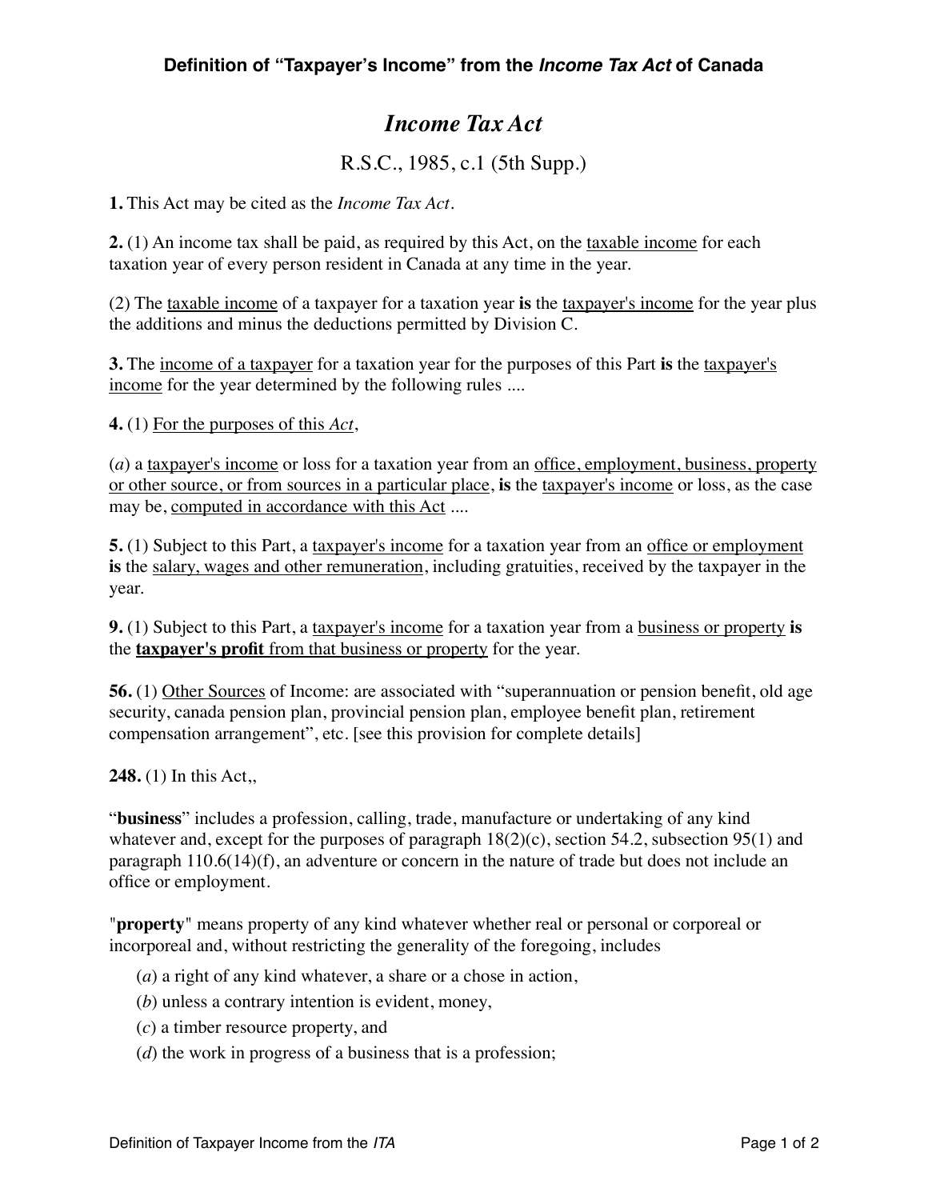**Definition of "Taxpayer's Income" from the *Income Tax Act* of Canada**

# *Income Tax Act*

R.S.C., 1985, c.1 (5th Supp.)

**1.** This Act may be cited as the *Income Tax Act*.

**2.** (1) An income tax shall be paid, as required by this Act, on the <u>taxable income</u> for each taxation year of every person resident in Canada at any time in the year.

(2) The <u>taxable income</u> of a taxpayer for a taxation year **is** the <u>taxpayer's income</u> for the year plus the additions and minus the deductions permitted by Division C.

**3.** The <u>income of a taxpayer</u> for a taxation year for the purposes of this Part **is** the <u>taxpayer's income</u> for the year determined by the following rules ....

**4.** (1) <u>For the purposes of this *Act*</u>,

(*a*) a <u>taxpayer's income</u> or loss for a taxation year from an <u>office, employment, business, property or other source, or from sources in a particular place</u>, **is** the <u>taxpayer's income</u> or loss, as the case may be, <u>computed in accordance with this Act</u> ....

**5.** (1) Subject to this Part, a <u>taxpayer's income</u> for a taxation year from an <u>office or employment</u> **is** the <u>salary, wages and other remuneration</u>, including gratuities, received by the taxpayer in the year.

**9.** (1) Subject to this Part, a <u>taxpayer's income</u> for a taxation year from a <u>business or property</u> **is** the <u>**taxpayer's profit** from that business or property</u> for the year.

**56.** (1) <u>Other Sources</u> of Income: are associated with "superannuation or pension benefit, old age security, canada pension plan, provincial pension plan, employee benefit plan, retirement compensation arrangement", etc. [see this provision for complete details]

**248.** (1) In this Act,,

"**business**" includes a profession, calling, trade, manufacture or undertaking of any kind whatever and, except for the purposes of paragraph 18(2)(c), section 54.2, subsection 95(1) and paragraph 110.6(14)(f), an adventure or concern in the nature of trade but does not include an office or employment.

"**property**" means property of any kind whatever whether real or personal or corporeal or incorporeal and, without restricting the generality of the foregoing, includes

- (*a*) a right of any kind whatever, a share or a chose in action,
- (*b*) unless a contrary intention is evident, money,
- (*c*) a timber resource property, and
- (*d*) the work in progress of a business that is a profession;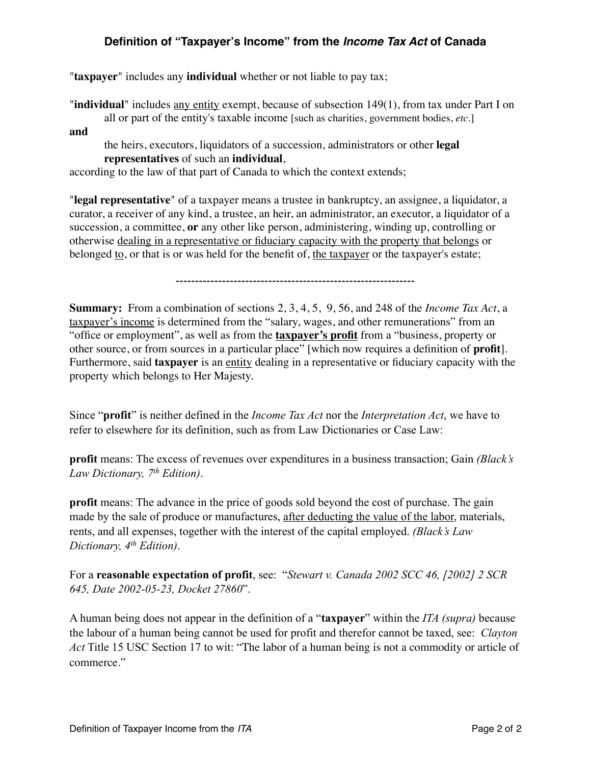## Definition of "Taxpayer's Income" from the *Income Tax Act* of Canada

"**taxpayer**" includes any **individual** whether or not liable to pay tax;

"**individual**" includes any entity exempt, because of subsection 149(1), from tax under Part I on all or part of the entity's taxable income [such as charities, government bodies, *etc*.]

**and**

the heirs, executors, liquidators of a succession, administrators or other **legal representatives** of such an **individual**,

according to the law of that part of Canada to which the context extends;

"**legal representative**" of a taxpayer means a trustee in bankruptcy, an assignee, a liquidator, a curator, a receiver of any kind, a trustee, an heir, an administrator, an executor, a liquidator of a succession, a committee, **or** any other like person, administering, winding up, controlling or otherwise dealing in a representative or fiduciary capacity with the property that belongs or belonged to, or that is or was held for the benefit of, the taxpayer or the taxpayer's estate;

---

**Summary:** From a combination of sections 2, 3, 4, 5, 9, 56, and 248 of the *Income Tax Act*, a taxpayer's income is determined from the "salary, wages, and other remunerations" from an "office or employment", as well as from the **taxpayer's profit** from a "business, property or other source, or from sources in a particular place" [which now requires a definition of **profit**]. Furthermore, said **taxpayer** is an entity dealing in a representative or fiduciary capacity with the property which belongs to Her Majesty.

Since "**profit**" is neither defined in the *Income Tax Act* nor the *Interpretation Act*, we have to refer to elsewhere for its definition, such as from Law Dictionaries or Case Law:

**profit** means: The excess of revenues over expenditures in a business transaction; Gain *(Black's Law Dictionary, 7th Edition)*.

**profit** means: The advance in the price of goods sold beyond the cost of purchase. The gain made by the sale of produce or manufactures, after deducting the value of the labor, materials, rents, and all expenses, together with the interest of the capital employed. *(Black's Law Dictionary, 4th Edition)*.

For a **reasonable expectation of profit**, see: "*Stewart v. Canada 2002 SCC 46, [2002] 2 SCR 645, Date 2002-05-23, Docket 27860*".

A human being does not appear in the definition of a "**taxpayer**" within the *ITA (supra)* because the labour of a human being cannot be used for profit and therefor cannot be taxed, see: *Clayton Act* Title 15 USC Section 17 to wit: "The labor of a human being is not a commodity or article of commerce."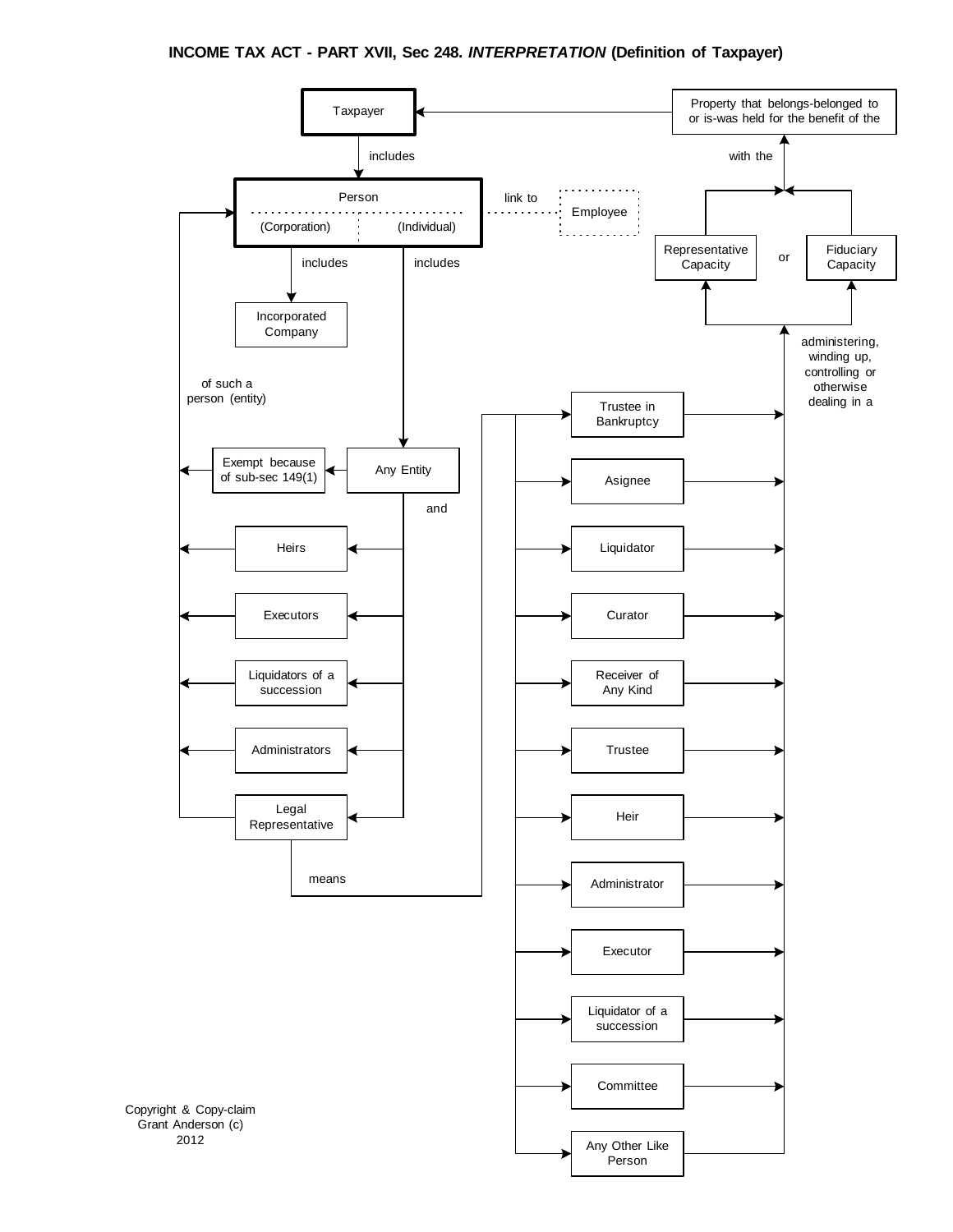**INCOME TAX ACT - PART XVII, Sec 248. *INTERPRETATION* (Definition of Taxpayer)**

Taxpayer

includes

Person

(Corporation)

(Individual)

link to

Employee

includes

Incorporated Company

includes

Any Entity

Exempt because of sub-sec 149(1)

of such a person (entity)

and

Heirs

Executors

Liquidators of a succession

Administrators

Legal Representative

means

Trustee in Bankruptcy

Asignee

Liquidator

Curator

Receiver of Any Kind

Trustee

Heir

Administrator

Executor

Liquidator of a succession

Committee

Any Other Like Person

administering, winding up, controlling or otherwise dealing in a

Representative Capacity

or

Fiduciary Capacity

with the

Property that belongs-belonged to or is-was held for the benefit of the

Copyright & Copy-claim
Grant Anderson (c)
2012